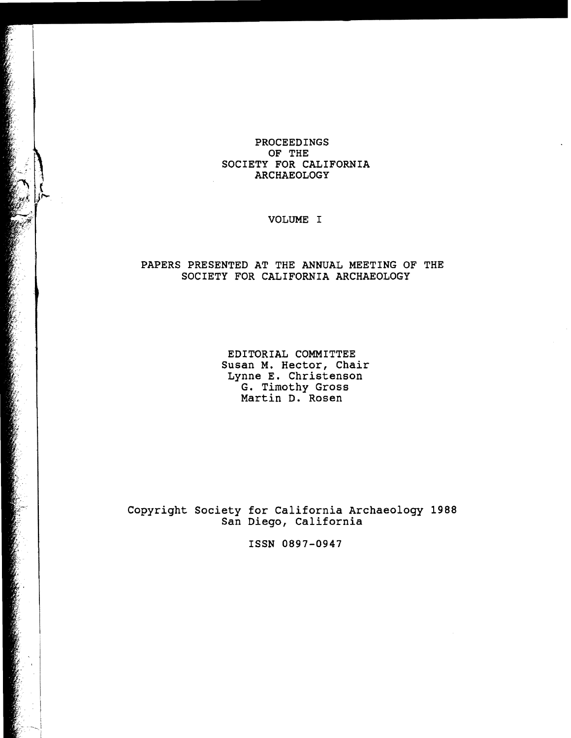# PROCEEDINGS OF THE SOCIETY FOR CALIFORNIA ARCHAEOLOGY

## VOLUME I

PAPERS PRESENTED AT THE ANNUAL MEETING OF THE SOCIETY FOR CALIFORNIA ARCHAEOLOGY

EDITORIAL COMMITTEE
Susan M. Hector, Chair
Lynne E. Christenson
G. Timothy Gross
Martin D. Rosen

Copyright Society for California Archaeology 1988
San Diego, California

ISSN 0897-0947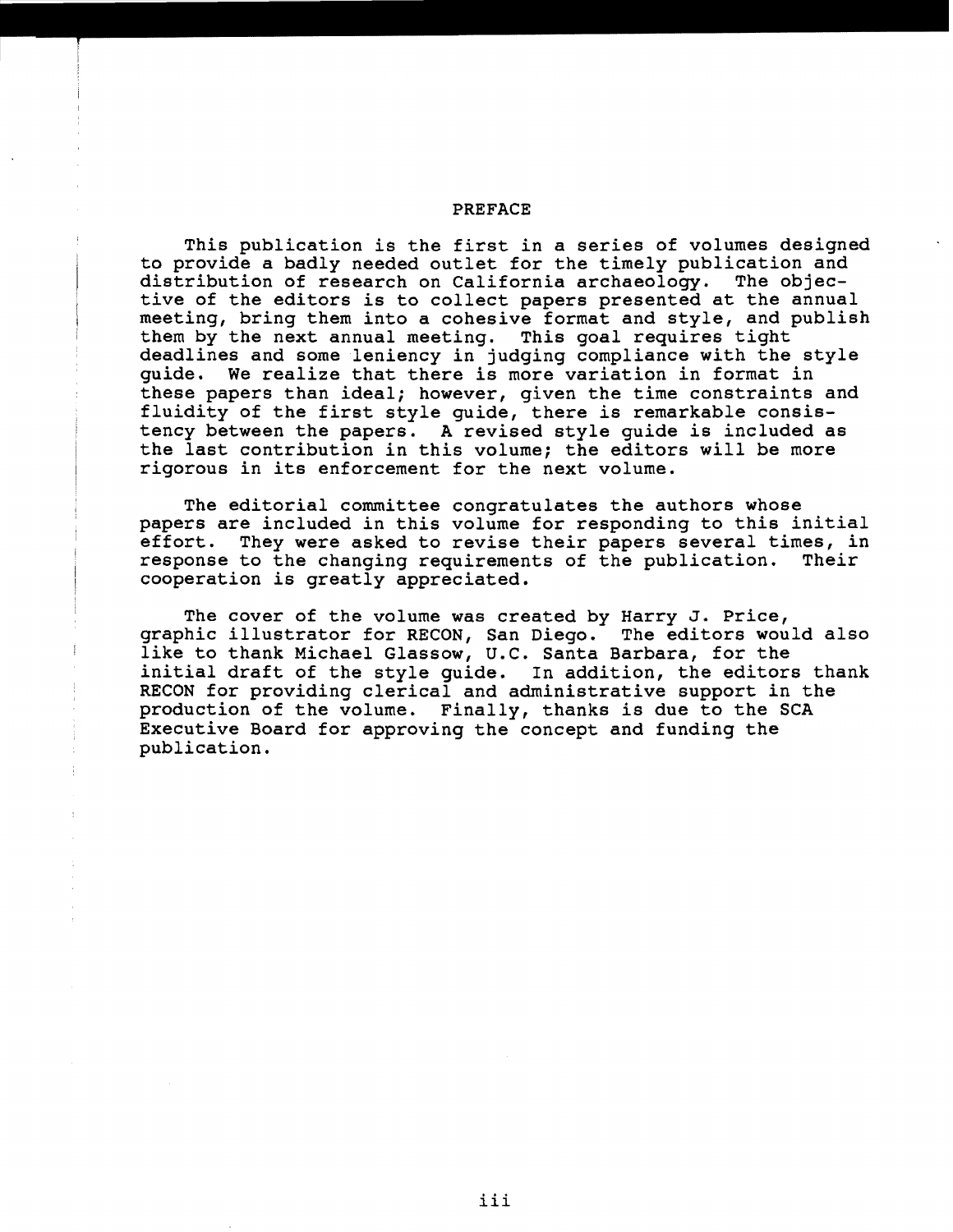# PREFACE

This publication is the first in a series of volumes designed to provide a badly needed outlet for the timely publication and distribution of research on California archaeology. The objective of the editors is to collect papers presented at the annual meeting, bring them into a cohesive format and style, and publish them by the next annual meeting. This goal requires tight deadlines and some leniency in judging compliance with the style guide. We realize that there is more variation in format in these papers than ideal; however, given the time constraints and fluidity of the first style guide, there is remarkable consistency between the papers. A revised style guide is included as the last contribution in this volume; the editors will be more rigorous in its enforcement for the next volume.

The editorial committee congratulates the authors whose papers are included in this volume for responding to this initial effort. They were asked to revise their papers several times, in response to the changing requirements of the publication. Their cooperation is greatly appreciated.

The cover of the volume was created by Harry J. Price, graphic illustrator for RECON, San Diego. The editors would also like to thank Michael Glassow, U.C. Santa Barbara, for the initial draft of the style guide. In addition, the editors thank RECON for providing clerical and administrative support in the production of the volume. Finally, thanks is due to the SCA Executive Board for approving the concept and funding the publication.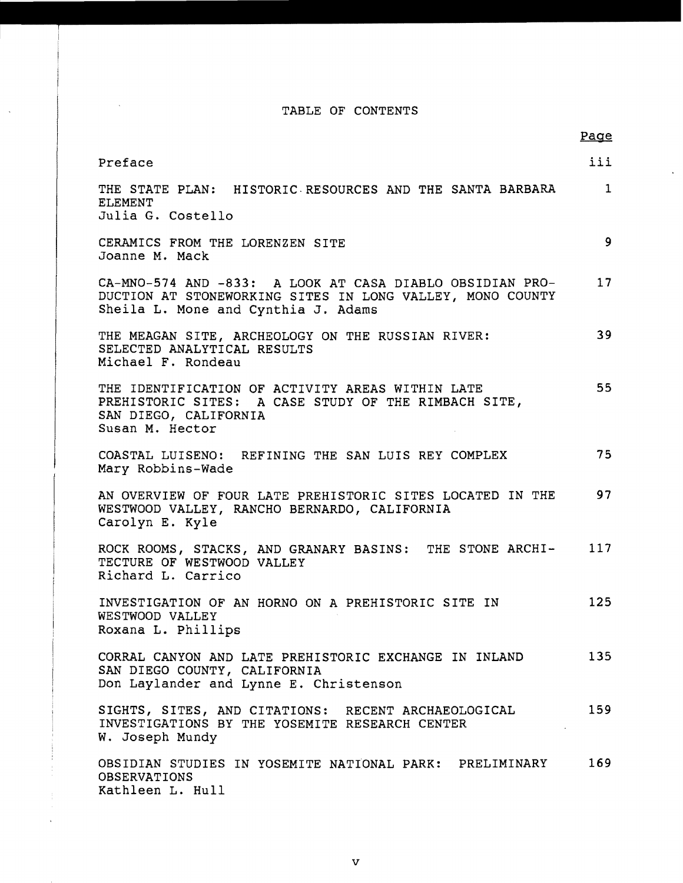# TABLE OF CONTENTS

| | Page |
|---|---|
| Preface | iii |
| THE STATE PLAN: HISTORIC RESOURCES AND THE SANTA BARBARA ELEMENT<br>Julia G. Costello | 1 |
| CERAMICS FROM THE LORENZEN SITE<br>Joanne M. Mack | 9 |
| CA-MNO-574 AND -833: A LOOK AT CASA DIABLO OBSIDIAN PRODUCTION AT STONEWORKING SITES IN LONG VALLEY, MONO COUNTY<br>Sheila L. Mone and Cynthia J. Adams | 17 |
| THE MEAGAN SITE, ARCHEOLOGY ON THE RUSSIAN RIVER: SELECTED ANALYTICAL RESULTS<br>Michael F. Rondeau | 39 |
| THE IDENTIFICATION OF ACTIVITY AREAS WITHIN LATE PREHISTORIC SITES: A CASE STUDY OF THE RIMBACH SITE, SAN DIEGO, CALIFORNIA<br>Susan M. Hector | 55 |
| COASTAL LUISENO: REFINING THE SAN LUIS REY COMPLEX<br>Mary Robbins-Wade | 75 |
| AN OVERVIEW OF FOUR LATE PREHISTORIC SITES LOCATED IN THE WESTWOOD VALLEY, RANCHO BERNARDO, CALIFORNIA<br>Carolyn E. Kyle | 97 |
| ROCK ROOMS, STACKS, AND GRANARY BASINS: THE STONE ARCHITECTURE OF WESTWOOD VALLEY<br>Richard L. Carrico | 117 |
| INVESTIGATION OF AN HORNO ON A PREHISTORIC SITE IN WESTWOOD VALLEY<br>Roxana L. Phillips | 125 |
| CORRAL CANYON AND LATE PREHISTORIC EXCHANGE IN INLAND SAN DIEGO COUNTY, CALIFORNIA<br>Don Laylander and Lynne E. Christenson | 135 |
| SIGHTS, SITES, AND CITATIONS: RECENT ARCHAEOLOGICAL INVESTIGATIONS BY THE YOSEMITE RESEARCH CENTER<br>W. Joseph Mundy | 159 |
| OBSIDIAN STUDIES IN YOSEMITE NATIONAL PARK: PRELIMINARY OBSERVATIONS<br>Kathleen L. Hull | 169 |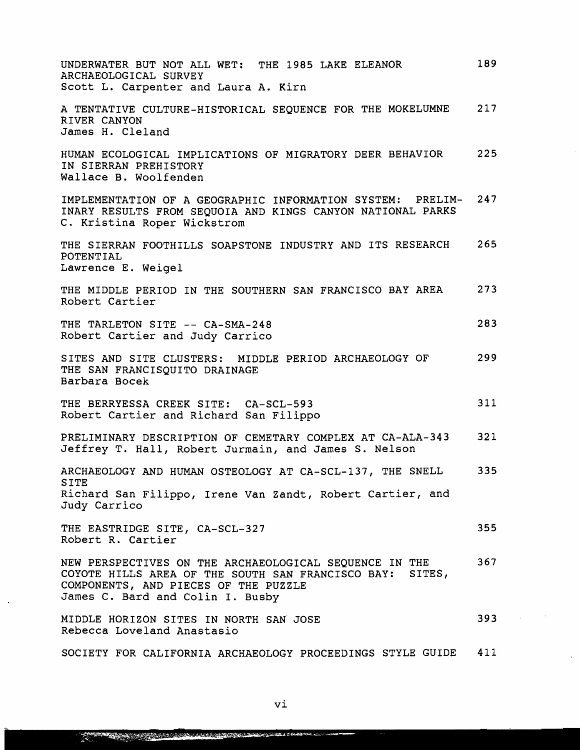UNDERWATER BUT NOT ALL WET: THE 1985 LAKE ELEANOR ARCHAEOLOGICAL SURVEY — 189
Scott L. Carpenter and Laura A. Kirn

A TENTATIVE CULTURE-HISTORICAL SEQUENCE FOR THE MOKELUMNE RIVER CANYON — 217
James H. Cleland

HUMAN ECOLOGICAL IMPLICATIONS OF MIGRATORY DEER BEHAVIOR IN SIERRAN PREHISTORY — 225
Wallace B. Woolfenden

IMPLEMENTATION OF A GEOGRAPHIC INFORMATION SYSTEM: PRELIMINARY RESULTS FROM SEQUOIA AND KINGS CANYON NATIONAL PARKS — 247
C. Kristina Roper Wickstrom

THE SIERRAN FOOTHILLS SOAPSTONE INDUSTRY AND ITS RESEARCH POTENTIAL — 265
Lawrence E. Weigel

THE MIDDLE PERIOD IN THE SOUTHERN SAN FRANCISCO BAY AREA — 273
Robert Cartier

THE TARLETON SITE -- CA-SMA-248 — 283
Robert Cartier and Judy Carrico

SITES AND SITE CLUSTERS: MIDDLE PERIOD ARCHAEOLOGY OF THE SAN FRANCISQUITO DRAINAGE — 299
Barbara Bocek

THE BERRYESSA CREEK SITE: CA-SCL-593 — 311
Robert Cartier and Richard San Filippo

PRELIMINARY DESCRIPTION OF CEMETARY COMPLEX AT CA-ALA-343 — 321
Jeffrey T. Hall, Robert Jurmain, and James S. Nelson

ARCHAEOLOGY AND HUMAN OSTEOLOGY AT CA-SCL-137, THE SNELL SITE — 335
Richard San Filippo, Irene Van Zandt, Robert Cartier, and Judy Carrico

THE EASTRIDGE SITE, CA-SCL-327 — 355
Robert R. Cartier

NEW PERSPECTIVES ON THE ARCHAEOLOGICAL SEQUENCE IN THE COYOTE HILLS AREA OF THE SOUTH SAN FRANCISCO BAY: SITES, COMPONENTS, AND PIECES OF THE PUZZLE — 367
James C. Bard and Colin I. Busby

MIDDLE HORIZON SITES IN NORTH SAN JOSE — 393
Rebecca Loveland Anastasio

SOCIETY FOR CALIFORNIA ARCHAEOLOGY PROCEEDINGS STYLE GUIDE — 411